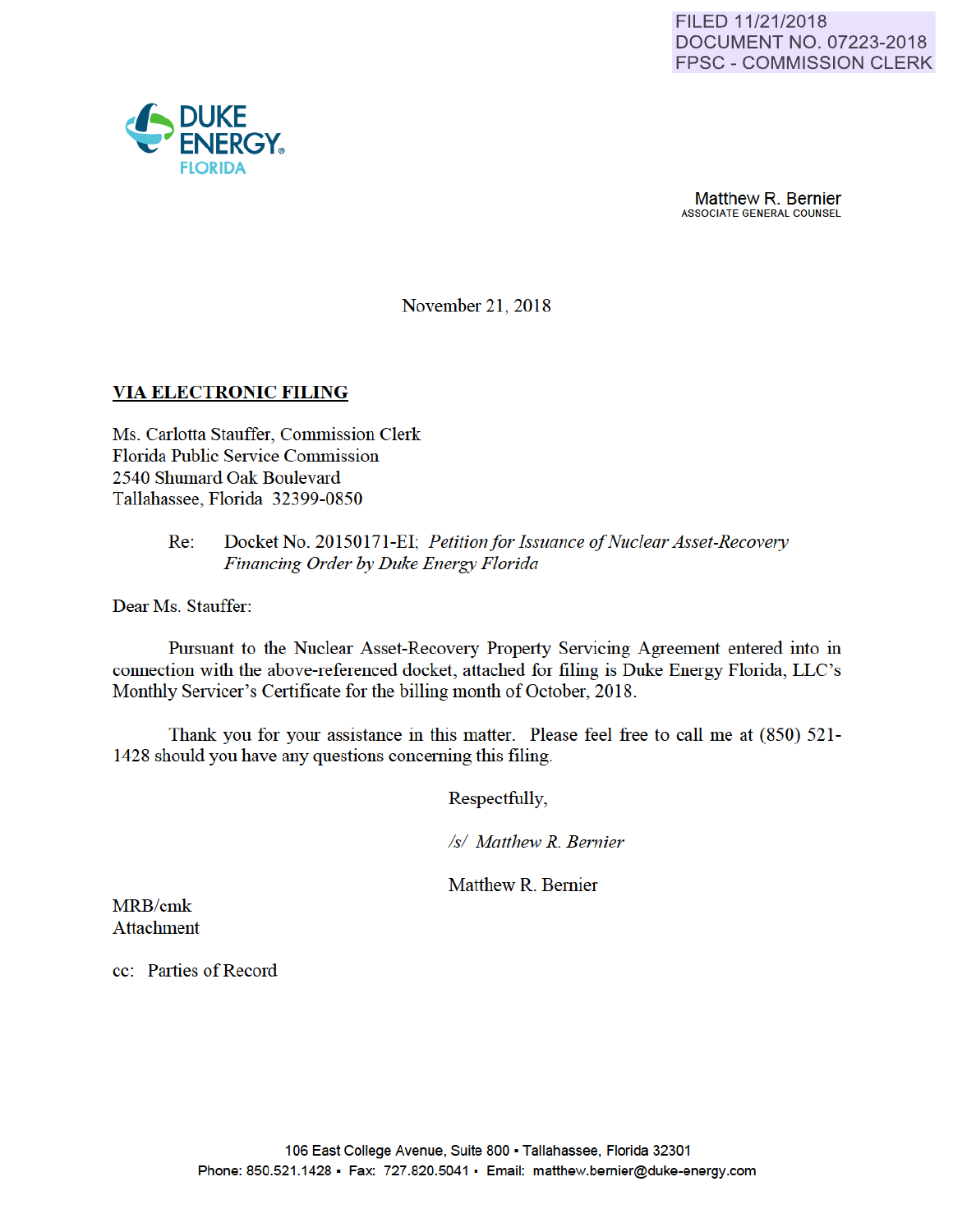FILED 11/21/2018
DOCUMENT NO. 07223-2018
FPSC - COMMISSION CLERK

DUKE ENERGY®
FLORIDA

Matthew R. Bernier
ASSOCIATE GENERAL COUNSEL

November 21, 2018

**VIA ELECTRONIC FILING**

Ms. Carlotta Stauffer, Commission Clerk
Florida Public Service Commission
2540 Shumard Oak Boulevard
Tallahassee, Florida 32399-0850

Re: Docket No. 20150171-EI; *Petition for Issuance of Nuclear Asset-Recovery Financing Order by Duke Energy Florida*

Dear Ms. Stauffer:

Pursuant to the Nuclear Asset-Recovery Property Servicing Agreement entered into in connection with the above-referenced docket, attached for filing is Duke Energy Florida, LLC's Monthly Servicer's Certificate for the billing month of October, 2018.

Thank you for your assistance in this matter. Please feel free to call me at (850) 521-1428 should you have any questions concerning this filing.

Respectfully,

*/s/ Matthew R. Bernier*

Matthew R. Bernier

MRB/cmk
Attachment

cc: Parties of Record

106 East College Avenue, Suite 800 ▪ Tallahassee, Florida 32301
Phone: 850.521.1428 ▪ Fax: 727.820.5041 ▪ Email: matthew.bernier@duke-energy.com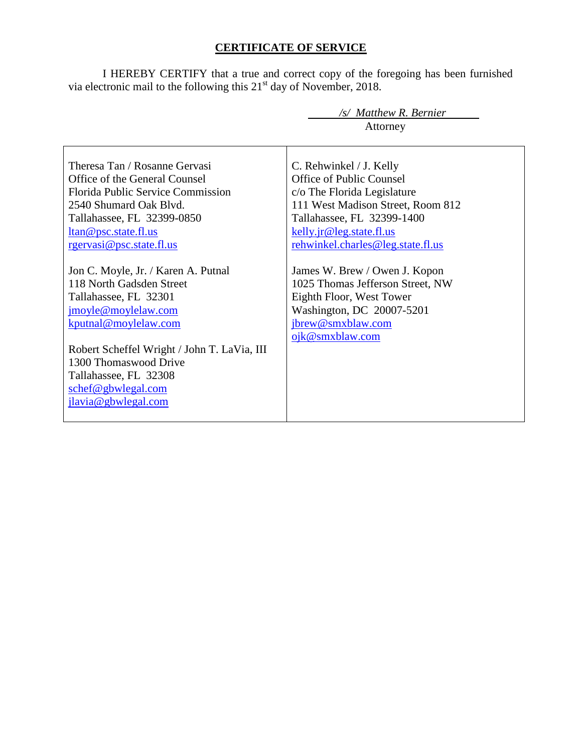**CERTIFICATE OF SERVICE**

I HEREBY CERTIFY that a true and correct copy of the foregoing has been furnished via electronic mail to the following this 21st day of November, 2018.

*/s/ Matthew R. Bernier*
Attorney

| | |
|---|---|
| Theresa Tan / Rosanne Gervasi<br>Office of the General Counsel<br>Florida Public Service Commission<br>2540 Shumard Oak Blvd.<br>Tallahassee, FL 32399-0850<br>ltan@psc.state.fl.us<br>rgervasi@psc.state.fl.us<br><br>Jon C. Moyle, Jr. / Karen A. Putnal<br>118 North Gadsden Street<br>Tallahassee, FL 32301<br>jmoyle@moylelaw.com<br>kputnal@moylelaw.com<br><br>Robert Scheffel Wright / John T. LaVia, III<br>1300 Thomaswood Drive<br>Tallahassee, FL 32308<br>schef@gbwlegal.com<br>jlavia@gbwlegal.com | C. Rehwinkel / J. Kelly<br>Office of Public Counsel<br>c/o The Florida Legislature<br>111 West Madison Street, Room 812<br>Tallahassee, FL 32399-1400<br>kelly.jr@leg.state.fl.us<br>rehwinkel.charles@leg.state.fl.us<br><br>James W. Brew / Owen J. Kopon<br>1025 Thomas Jefferson Street, NW<br>Eighth Floor, West Tower<br>Washington, DC 20007-5201<br>jbrew@smxblaw.com<br>ojk@smxblaw.com |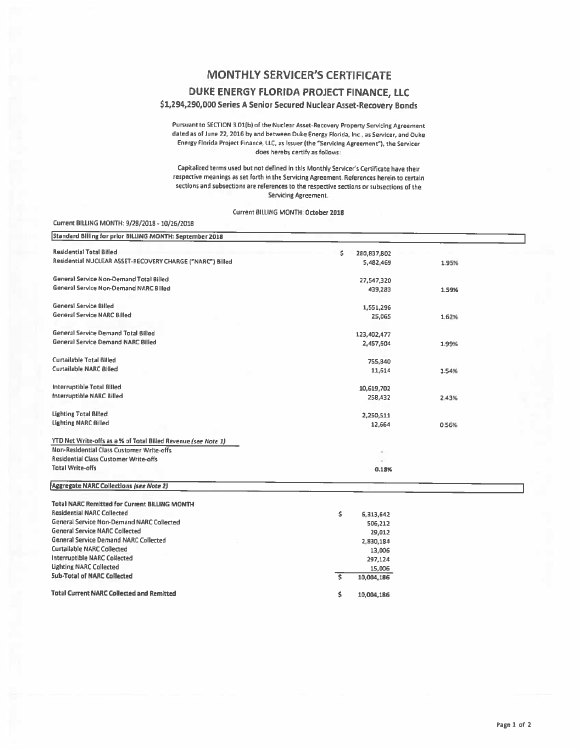# MONTHLY SERVICER'S CERTIFICATE

## DUKE ENERGY FLORIDA PROJECT FINANCE, LLC

### $1,294,290,000 Series A Senior Secured Nuclear Asset-Recovery Bonds

Pursuant to SECTION 3.01(b) of the Nuclear Asset-Recovery Property Servicing Agreement dated as of June 22, 2016 by and between Duke Energy Florida, Inc., as Servicer, and Duke Energy Florida Project Finance, LLC, as Issuer (the "Servicing Agreement"), the Servicer does hereby certify as follows:

Capitalized terms used but not defined in this Monthly Servicer's Certificate have their respective meanings as set forth in the Servicing Agreement. References herein to certain sections and subsections are references to the respective sections or subsections of the Servicing Agreement.

Current BILLING MONTH: October 2018

Current BILLING MONTH: 9/28/2018 - 10/26/2018

| Standard Billing for prior BILLING MONTH: September 2018 | | |
|---|---|---|
| Residential Total Billed | $ 280,837,802 | |
| Residential NUCLEAR ASSET-RECOVERY CHARGE ("NARC") Billed | 5,482,469 | 1.95% |
| | | |
| General Service Non-Demand Total Billed | 27,547,320 | |
| General Service Non-Demand NARC Billed | 439,283 | 1.59% |
| | | |
| General Service Billed | 1,551,296 | |
| General Service NARC Billed | 25,065 | 1.62% |
| | | |
| General Service Demand Total Billed | 123,402,477 | |
| General Service Demand NARC Billed | 2,457,504 | 1.99% |
| | | |
| Curtailable Total Billed | 755,840 | |
| Curtailable NARC Billed | 11,614 | 1.54% |
| | | |
| Interruptible Total Billed | 10,619,702 | |
| Interruptible NARC Billed | 258,432 | 2.43% |
| | | |
| Lighting Total Billed | 2,250,511 | |
| Lighting NARC Billed | 12,664 | 0.56% |
| | | |
| YTD Net Write-offs as a % of Total Billed Revenue *(see Note 1)* | | |
| Non-Residential Class Customer Write-offs | - | |
| Residential Class Customer Write-offs | - | |
| Total Write-offs | 0.18% | |

| Aggregate NARC Collections *(see Note 2)* | |
|---|---|
| **Total NARC Remitted for Current BILLING MONTH** | |
| Residential NARC Collected | $ 6,313,642 |
| General Service Non-Demand NARC Collected | 506,212 |
| General Service NARC Collected | 29,012 |
| General Service Demand NARC Collected | 2,830,184 |
| Curtailable NARC Collected | 13,006 |
| Interruptible NARC Collected | 297,124 |
| Lighting NARC Collected | 15,006 |
| **Sub-Total of NARC Collected** | $ 10,004,186 |
| | |
| **Total Current NARC Collected and Remitted** | $ 10,004,186 |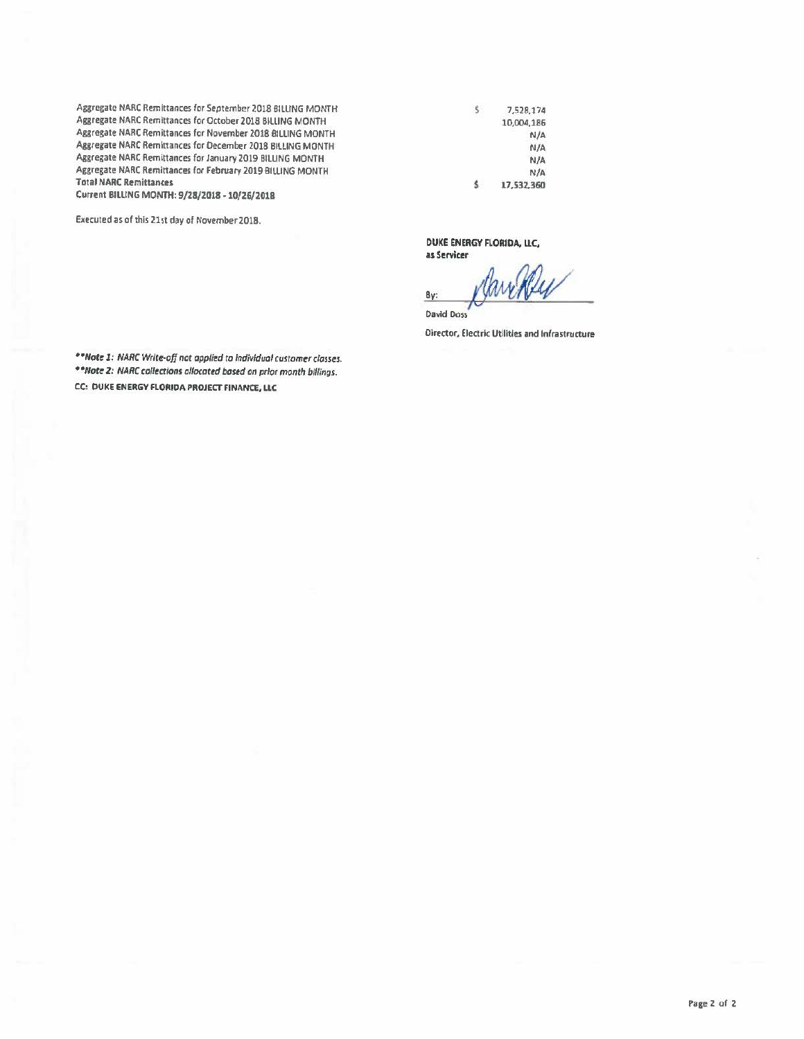| | | |
|---|---|---|
| Aggregate NARC Remittances for September 2018 BILLING MONTH | $ | 7,528,174 |
| Aggregate NARC Remittances for October 2018 BILLING MONTH | | 10,004,186 |
| Aggregate NARC Remittances for November 2018 BILLING MONTH | | N/A |
| Aggregate NARC Remittances for December 2018 BILLING MONTH | | N/A |
| Aggregate NARC Remittances for January 2019 BILLING MONTH | | N/A |
| Aggregate NARC Remittances for February 2019 BILLING MONTH | | N/A |
| **Total NARC Remittances** | $ | 17,532,360 |

**Current BILLING MONTH: 9/28/2018 - 10/26/2018**

Executed as of this 21st day of November 2018.

**DUKE ENERGY FLORIDA, LLC,**
**as Servicer**

By: 

David Doss

Director, Electric Utilities and Infrastructure

***\*Note 1: NARC Write-off not applied to individual customer classes.***
***\*\*Note 2: NARC collections allocated based on prior month billings.***

CC: DUKE ENERGY FLORIDA PROJECT FINANCE, LLC